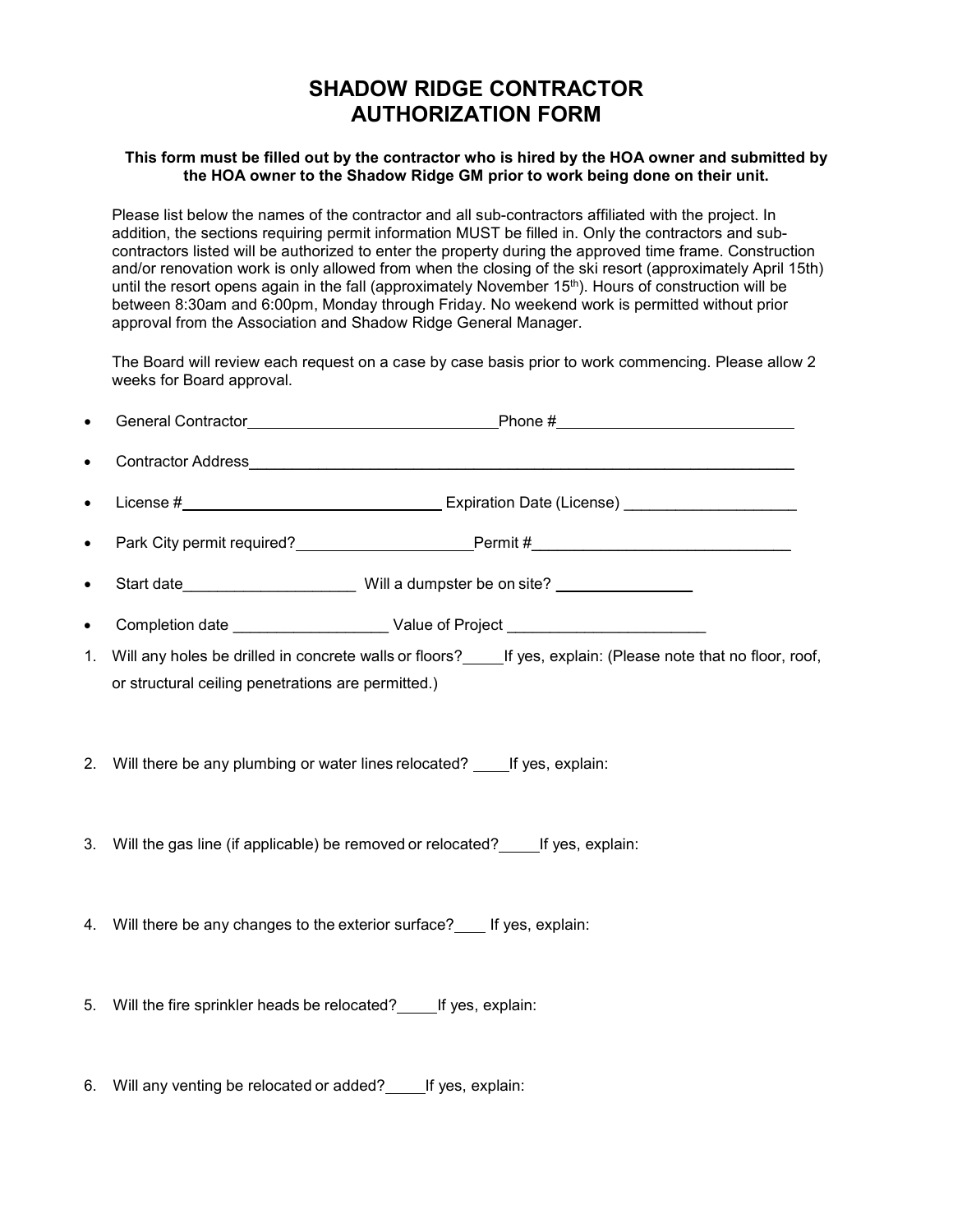# SHADOW RIDGE CONTRACTOR AUTHORIZATION FORM

**This form must be filled out by the contractor who is hired by the HOA owner and submitted by the HOA owner to the Shadow Ridge GM prior to work being done on their unit.**

Please list below the names of the contractor and all sub-contractors affiliated with the project. In addition, the sections requiring permit information MUST be filled in. Only the contractors and sub-contractors listed will be authorized to enter the property during the approved time frame. Construction and/or renovation work is only allowed from when the closing of the ski resort (approximately April 15th) until the resort opens again in the fall (approximately November 15th). Hours of construction will be between 8:30am and 6:00pm, Monday through Friday. No weekend work is permitted without prior approval from the Association and Shadow Ridge General Manager.

The Board will review each request on a case by case basis prior to work commencing. Please allow 2 weeks for Board approval.

- General Contractor\_\_\_\_\_\_\_\_\_\_\_\_\_\_\_\_\_\_\_\_\_\_\_\_\_\_\_\_\_\_Phone #\_\_\_\_\_\_\_\_\_\_\_\_\_\_\_\_\_\_\_\_\_\_\_\_\_\_\_\_
- Contractor Address\_\_\_\_\_\_\_\_\_\_\_\_\_\_\_\_\_\_\_\_\_\_\_\_\_\_\_\_\_\_\_\_\_\_\_\_\_\_\_\_\_\_\_\_\_\_\_\_\_\_\_\_\_\_\_\_\_\_\_\_\_\_
- License #\_\_\_\_\_\_\_\_\_\_\_\_\_\_\_\_\_\_\_\_\_\_\_\_\_\_\_\_\_\_\_\_ Expiration Date (License) \_\_\_\_\_\_\_\_\_\_\_\_\_\_\_\_\_\_\_\_
- Park City permit required?\_\_\_\_\_\_\_\_\_\_\_\_\_\_\_\_\_\_\_\_Permit #\_\_\_\_\_\_\_\_\_\_\_\_\_\_\_\_\_\_\_\_\_\_\_\_\_\_\_\_\_\_\_
- Start date\_\_\_\_\_\_\_\_\_\_\_\_\_\_\_\_\_\_\_\_ Will a dumpster be on site? \_\_\_\_\_\_\_\_\_\_\_\_\_\_\_\_
- Completion date \_\_\_\_\_\_\_\_\_\_\_\_\_\_\_\_\_\_ Value of Project \_\_\_\_\_\_\_\_\_\_\_\_\_\_\_\_\_\_\_\_\_\_\_

1. Will any holes be drilled in concrete walls or floors?\_\_\_\_\_If yes, explain: (Please note that no floor, roof, or structural ceiling penetrations are permitted.)

2. Will there be any plumbing or water lines relocated? \_\_\_\_If yes, explain:

3. Will the gas line (if applicable) be removed or relocated?\_\_\_\_\_If yes, explain:

4. Will there be any changes to the exterior surface?\_\_\_\_ If yes, explain:

5. Will the fire sprinkler heads be relocated?\_\_\_\_\_If yes, explain:

6. Will any venting be relocated or added?\_\_\_\_\_If yes, explain: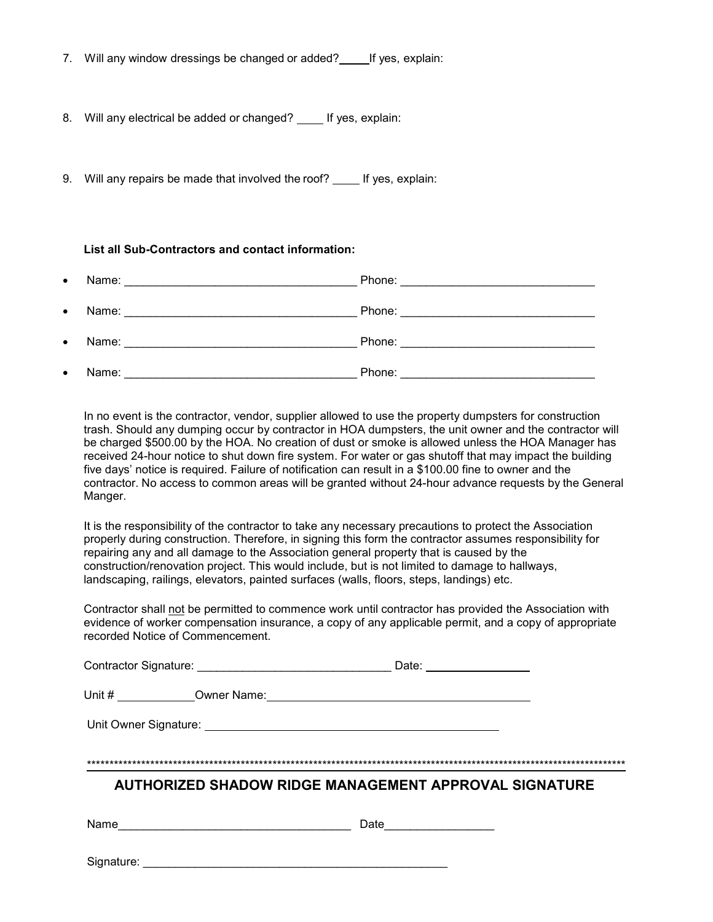7. Will any window dressings be changed or added?_____If yes, explain:

8. Will any electrical be added or changed? ____ If yes, explain:

9. Will any repairs be made that involved the roof? ____ If yes, explain:

**List all Sub-Contractors and contact information:**

- Name: ____________________________________ Phone: ______________________________
- Name: ____________________________________ Phone: ______________________________
- Name: ____________________________________ Phone: ______________________________
- Name: ____________________________________ Phone: ______________________________

In no event is the contractor, vendor, supplier allowed to use the property dumpsters for construction trash. Should any dumping occur by contractor in HOA dumpsters, the unit owner and the contractor will be charged $500.00 by the HOA. No creation of dust or smoke is allowed unless the HOA Manager has received 24-hour notice to shut down fire system. For water or gas shutoff that may impact the building five days' notice is required. Failure of notification can result in a $100.00 fine to owner and the contractor. No access to common areas will be granted without 24-hour advance requests by the General Manger.

It is the responsibility of the contractor to take any necessary precautions to protect the Association properly during construction. Therefore, in signing this form the contractor assumes responsibility for repairing any and all damage to the Association general property that is caused by the construction/renovation project. This would include, but is not limited to damage to hallways, landscaping, railings, elevators, painted surfaces (walls, floors, steps, landings) etc.

Contractor shall not be permitted to commence work until contractor has provided the Association with evidence of worker compensation insurance, a copy of any applicable permit, and a copy of appropriate recorded Notice of Commencement.

Contractor Signature: ______________________________ Date: ________________

Unit # ____________Owner Name:__________________________________________

Unit Owner Signature: ______________________________________________

****************************************************************************************************************************

## AUTHORIZED SHADOW RIDGE MANAGEMENT APPROVAL SIGNATURE

Name____________________________________ Date_________________

Signature: ________________________________________________